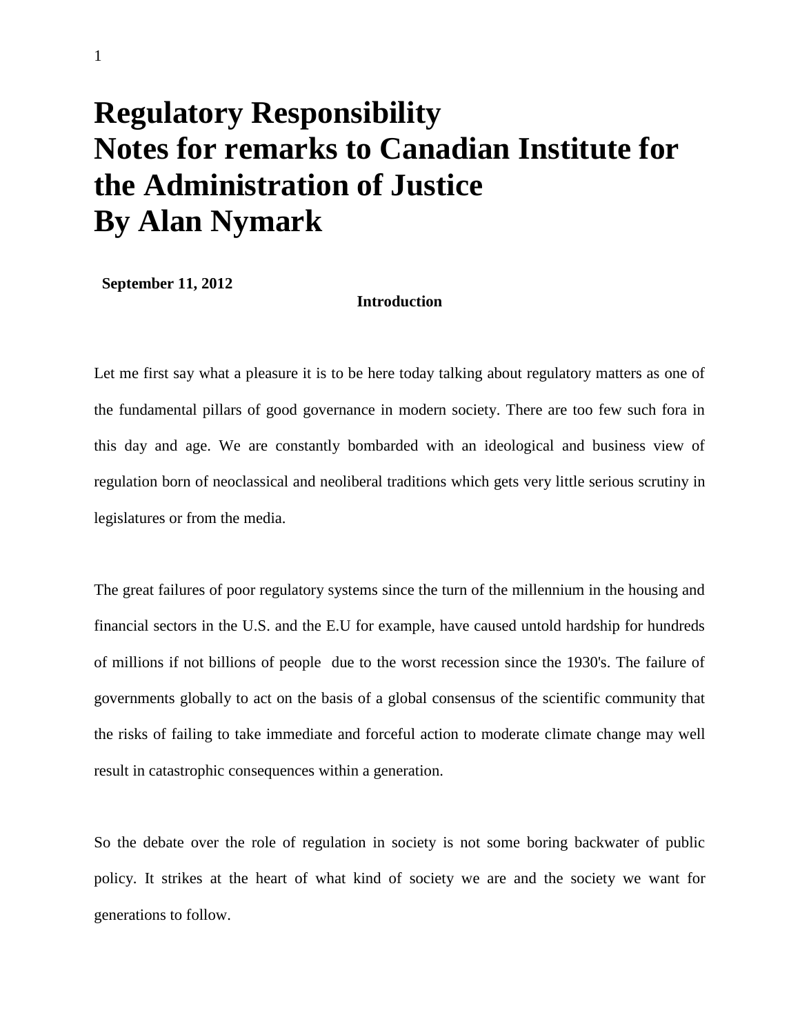# Regulatory Responsibility
# Notes for remarks to Canadian Institute for the Administration of Justice
# By Alan Nymark

**September 11, 2012**

**Introduction**

Let me first say what a pleasure it is to be here today talking about regulatory matters as one of the fundamental pillars of good governance in modern society. There are too few such fora in this day and age. We are constantly bombarded with an ideological and business view of regulation born of neoclassical and neoliberal traditions which gets very little serious scrutiny in legislatures or from the media.

The great failures of poor regulatory systems since the turn of the millennium in the housing and financial sectors in the U.S. and the E.U for example, have caused untold hardship for hundreds of millions if not billions of people due to the worst recession since the 1930's. The failure of governments globally to act on the basis of a global consensus of the scientific community that the risks of failing to take immediate and forceful action to moderate climate change may well result in catastrophic consequences within a generation.

So the debate over the role of regulation in society is not some boring backwater of public policy. It strikes at the heart of what kind of society we are and the society we want for generations to follow.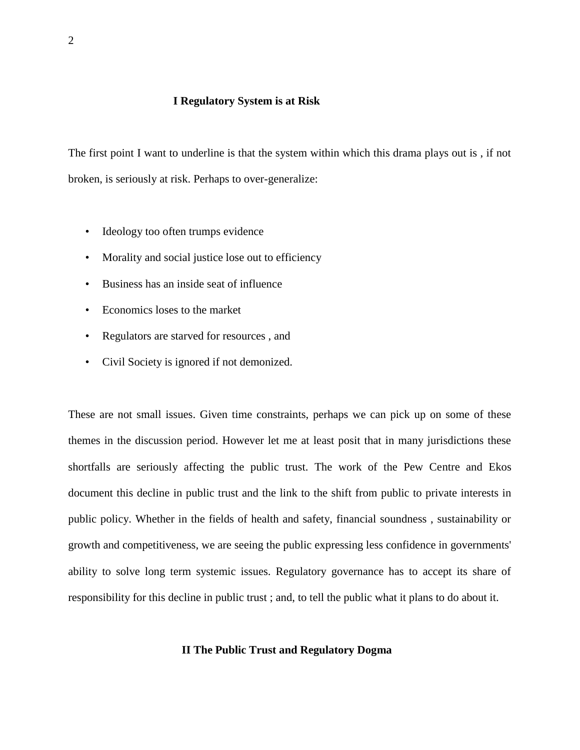## I Regulatory System is at Risk

The first point I want to underline is that the system within which this drama plays out is , if not broken, is seriously at risk. Perhaps to over-generalize:

- Ideology too often trumps evidence
- Morality and social justice lose out to efficiency
- Business has an inside seat of influence
- Economics loses to the market
- Regulators are starved for resources , and
- Civil Society is ignored if not demonized.

These are not small issues. Given time constraints, perhaps we can pick up on some of these themes in the discussion period. However let me at least posit that in many jurisdictions these shortfalls are seriously affecting the public trust. The work of the Pew Centre and Ekos document this decline in public trust and the link to the shift from public to private interests in public policy. Whether in the fields of health and safety, financial soundness , sustainability or growth and competitiveness, we are seeing the public expressing less confidence in governments' ability to solve long term systemic issues. Regulatory governance has to accept its share of responsibility for this decline in public trust ; and, to tell the public what it plans to do about it.

## II The Public Trust and Regulatory Dogma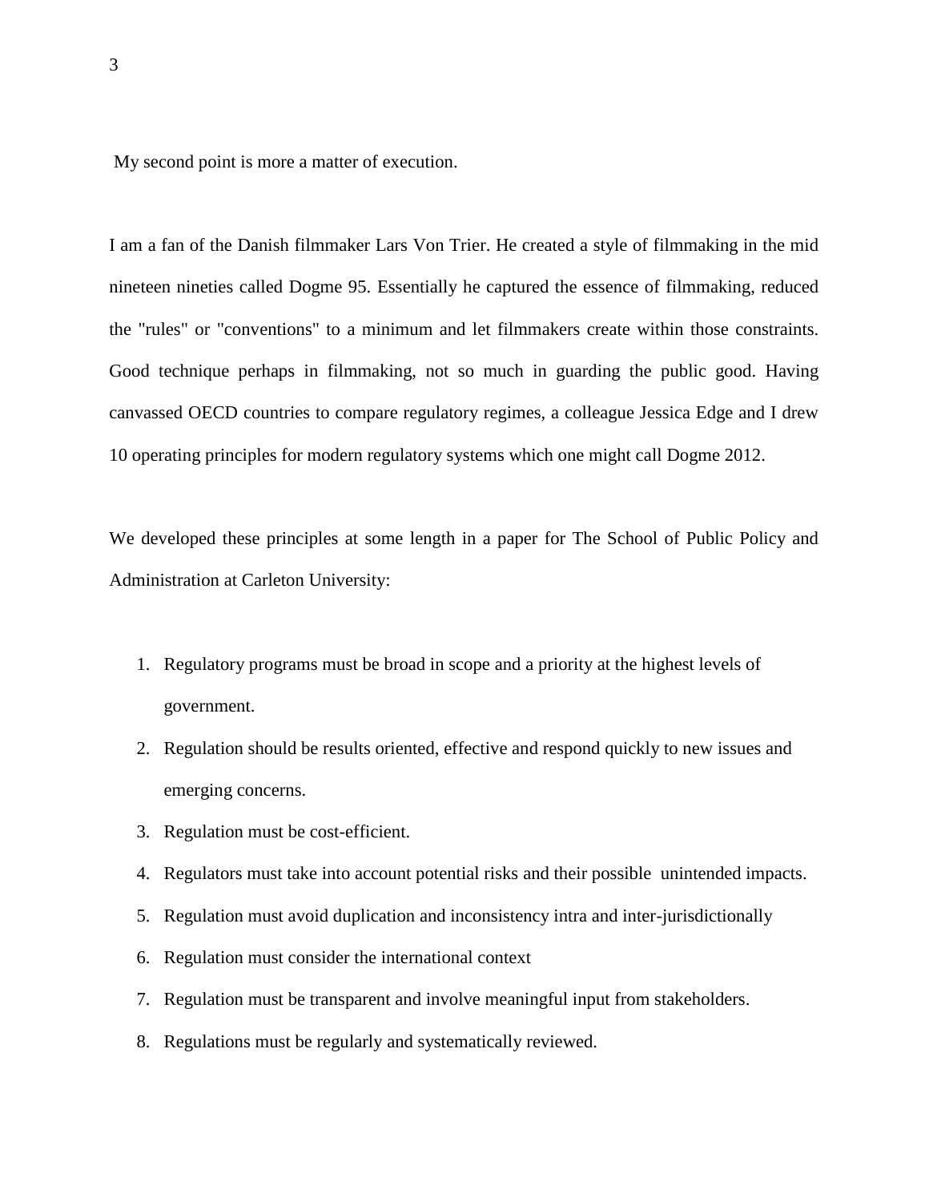My second point is more a matter of execution.

I am a fan of the Danish filmmaker Lars Von Trier. He created a style of filmmaking in the mid nineteen nineties called Dogme 95. Essentially he captured the essence of filmmaking, reduced the "rules" or "conventions" to a minimum and let filmmakers create within those constraints. Good technique perhaps in filmmaking, not so much in guarding the public good. Having canvassed OECD countries to compare regulatory regimes, a colleague Jessica Edge and I drew 10 operating principles for modern regulatory systems which one might call Dogme 2012.

We developed these principles at some length in a paper for The School of Public Policy and Administration at Carleton University:

1. Regulatory programs must be broad in scope and a priority at the highest levels of government.
2. Regulation should be results oriented, effective and respond quickly to new issues and emerging concerns.
3. Regulation must be cost-efficient.
4. Regulators must take into account potential risks and their possible unintended impacts.
5. Regulation must avoid duplication and inconsistency intra and inter-jurisdictionally
6. Regulation must consider the international context
7. Regulation must be transparent and involve meaningful input from stakeholders.
8. Regulations must be regularly and systematically reviewed.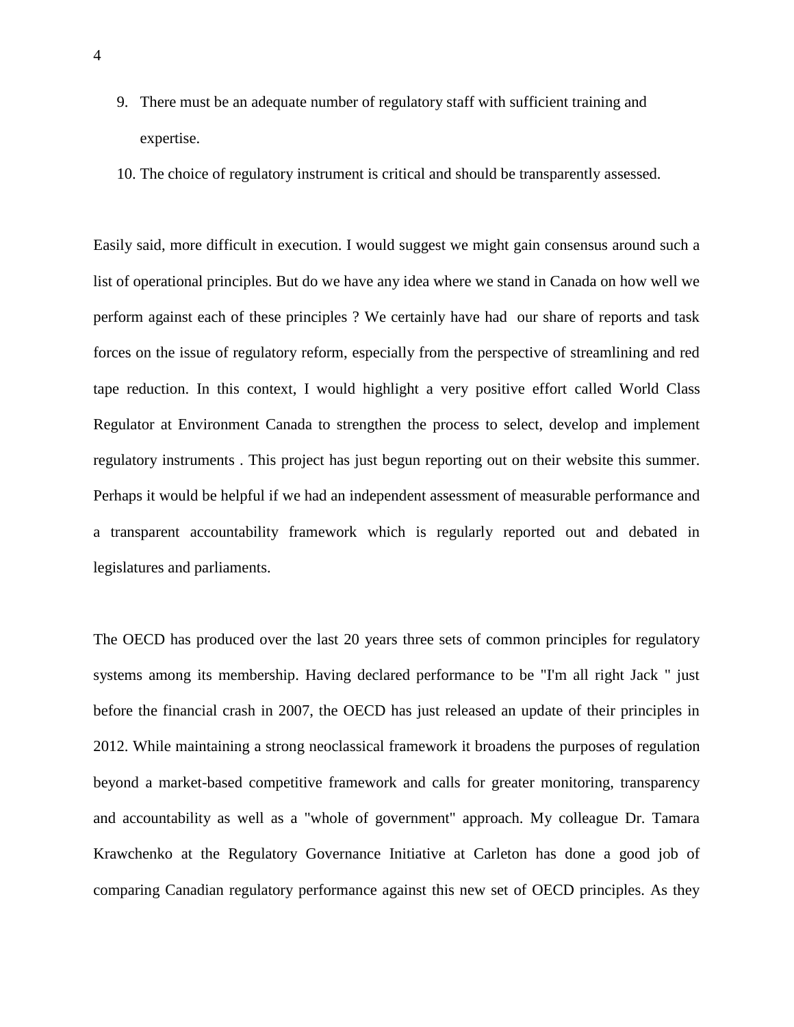9. There must be an adequate number of regulatory staff with sufficient training and expertise.
10. The choice of regulatory instrument is critical and should be transparently assessed.

Easily said, more difficult in execution. I would suggest we might gain consensus around such a list of operational principles. But do we have any idea where we stand in Canada on how well we perform against each of these principles ? We certainly have had our share of reports and task forces on the issue of regulatory reform, especially from the perspective of streamlining and red tape reduction. In this context, I would highlight a very positive effort called World Class Regulator at Environment Canada to strengthen the process to select, develop and implement regulatory instruments . This project has just begun reporting out on their website this summer. Perhaps it would be helpful if we had an independent assessment of measurable performance and a transparent accountability framework which is regularly reported out and debated in legislatures and parliaments.

The OECD has produced over the last 20 years three sets of common principles for regulatory systems among its membership. Having declared performance to be "I'm all right Jack " just before the financial crash in 2007, the OECD has just released an update of their principles in 2012. While maintaining a strong neoclassical framework it broadens the purposes of regulation beyond a market-based competitive framework and calls for greater monitoring, transparency and accountability as well as a "whole of government" approach. My colleague Dr. Tamara Krawchenko at the Regulatory Governance Initiative at Carleton has done a good job of comparing Canadian regulatory performance against this new set of OECD principles. As they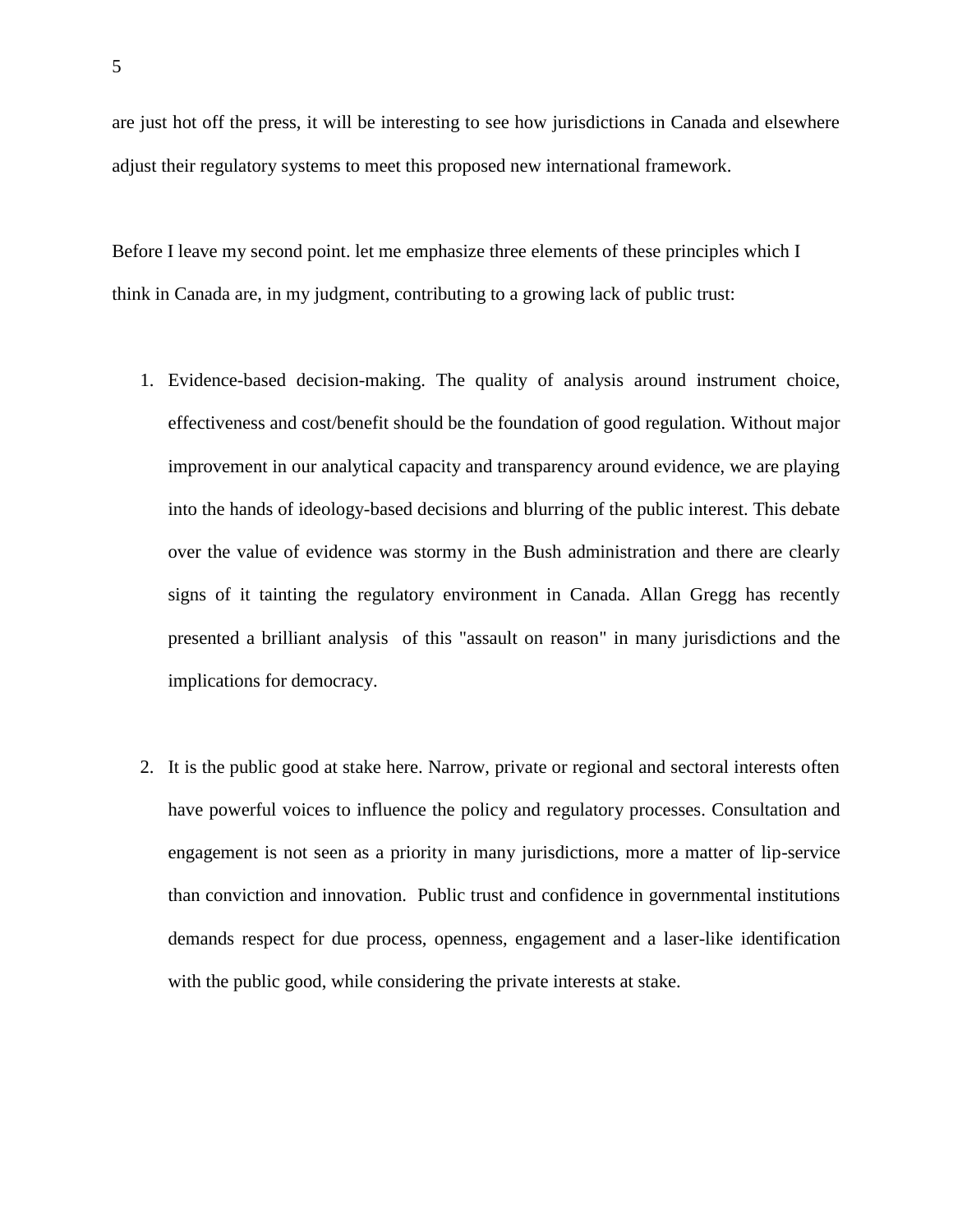are just hot off the press, it will be interesting to see how jurisdictions in Canada and elsewhere adjust their regulatory systems to meet this proposed new international framework.

Before I leave my second point. let me emphasize three elements of these principles which I think in Canada are, in my judgment, contributing to a growing lack of public trust:

1. Evidence-based decision-making. The quality of analysis around instrument choice, effectiveness and cost/benefit should be the foundation of good regulation. Without major improvement in our analytical capacity and transparency around evidence, we are playing into the hands of ideology-based decisions and blurring of the public interest. This debate over the value of evidence was stormy in the Bush administration and there are clearly signs of it tainting the regulatory environment in Canada. Allan Gregg has recently presented a brilliant analysis of this "assault on reason" in many jurisdictions and the implications for democracy.

2. It is the public good at stake here. Narrow, private or regional and sectoral interests often have powerful voices to influence the policy and regulatory processes. Consultation and engagement is not seen as a priority in many jurisdictions, more a matter of lip-service than conviction and innovation. Public trust and confidence in governmental institutions demands respect for due process, openness, engagement and a laser-like identification with the public good, while considering the private interests at stake.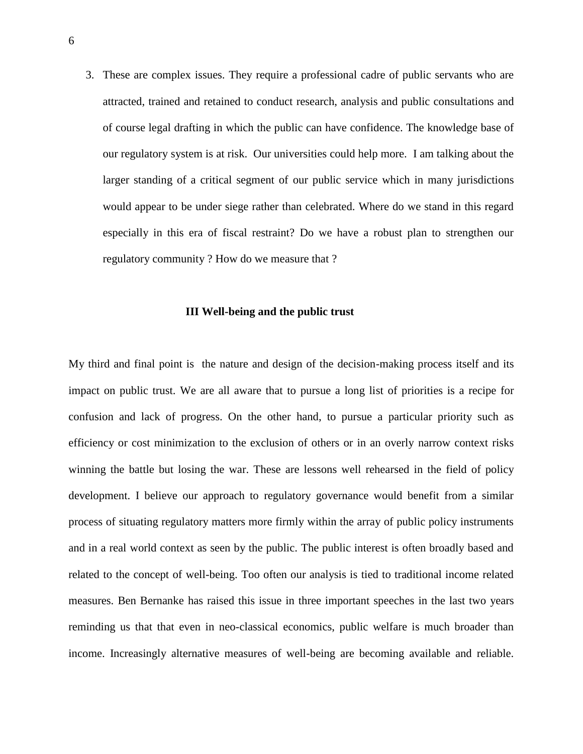3. These are complex issues. They require a professional cadre of public servants who are attracted, trained and retained to conduct research, analysis and public consultations and of course legal drafting in which the public can have confidence. The knowledge base of our regulatory system is at risk. Our universities could help more. I am talking about the larger standing of a critical segment of our public service which in many jurisdictions would appear to be under siege rather than celebrated. Where do we stand in this regard especially in this era of fiscal restraint? Do we have a robust plan to strengthen our regulatory community ? How do we measure that ?

## III Well-being and the public trust

My third and final point is the nature and design of the decision-making process itself and its impact on public trust. We are all aware that to pursue a long list of priorities is a recipe for confusion and lack of progress. On the other hand, to pursue a particular priority such as efficiency or cost minimization to the exclusion of others or in an overly narrow context risks winning the battle but losing the war. These are lessons well rehearsed in the field of policy development. I believe our approach to regulatory governance would benefit from a similar process of situating regulatory matters more firmly within the array of public policy instruments and in a real world context as seen by the public. The public interest is often broadly based and related to the concept of well-being. Too often our analysis is tied to traditional income related measures. Ben Bernanke has raised this issue in three important speeches in the last two years reminding us that that even in neo-classical economics, public welfare is much broader than income. Increasingly alternative measures of well-being are becoming available and reliable.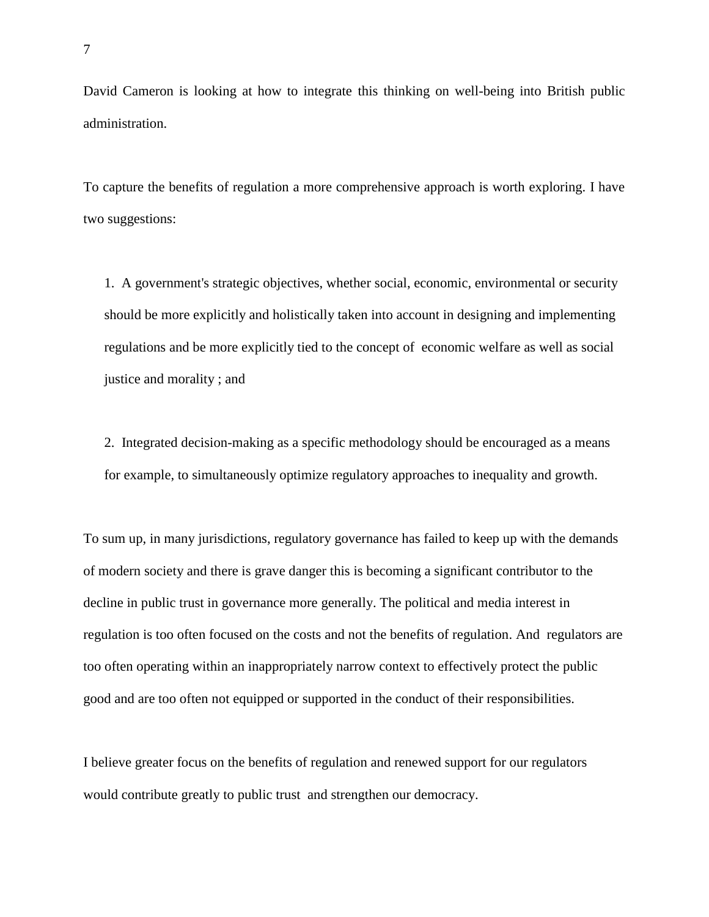David Cameron is looking at how to integrate this thinking on well-being into British public administration.

To capture the benefits of regulation a more comprehensive approach is worth exploring. I have two suggestions:

1. A government's strategic objectives, whether social, economic, environmental or security should be more explicitly and holistically taken into account in designing and implementing regulations and be more explicitly tied to the concept of economic welfare as well as social justice and morality ; and

2. Integrated decision-making as a specific methodology should be encouraged as a means for example, to simultaneously optimize regulatory approaches to inequality and growth.

To sum up, in many jurisdictions, regulatory governance has failed to keep up with the demands of modern society and there is grave danger this is becoming a significant contributor to the decline in public trust in governance more generally. The political and media interest in regulation is too often focused on the costs and not the benefits of regulation. And regulators are too often operating within an inappropriately narrow context to effectively protect the public good and are too often not equipped or supported in the conduct of their responsibilities.

I believe greater focus on the benefits of regulation and renewed support for our regulators would contribute greatly to public trust and strengthen our democracy.